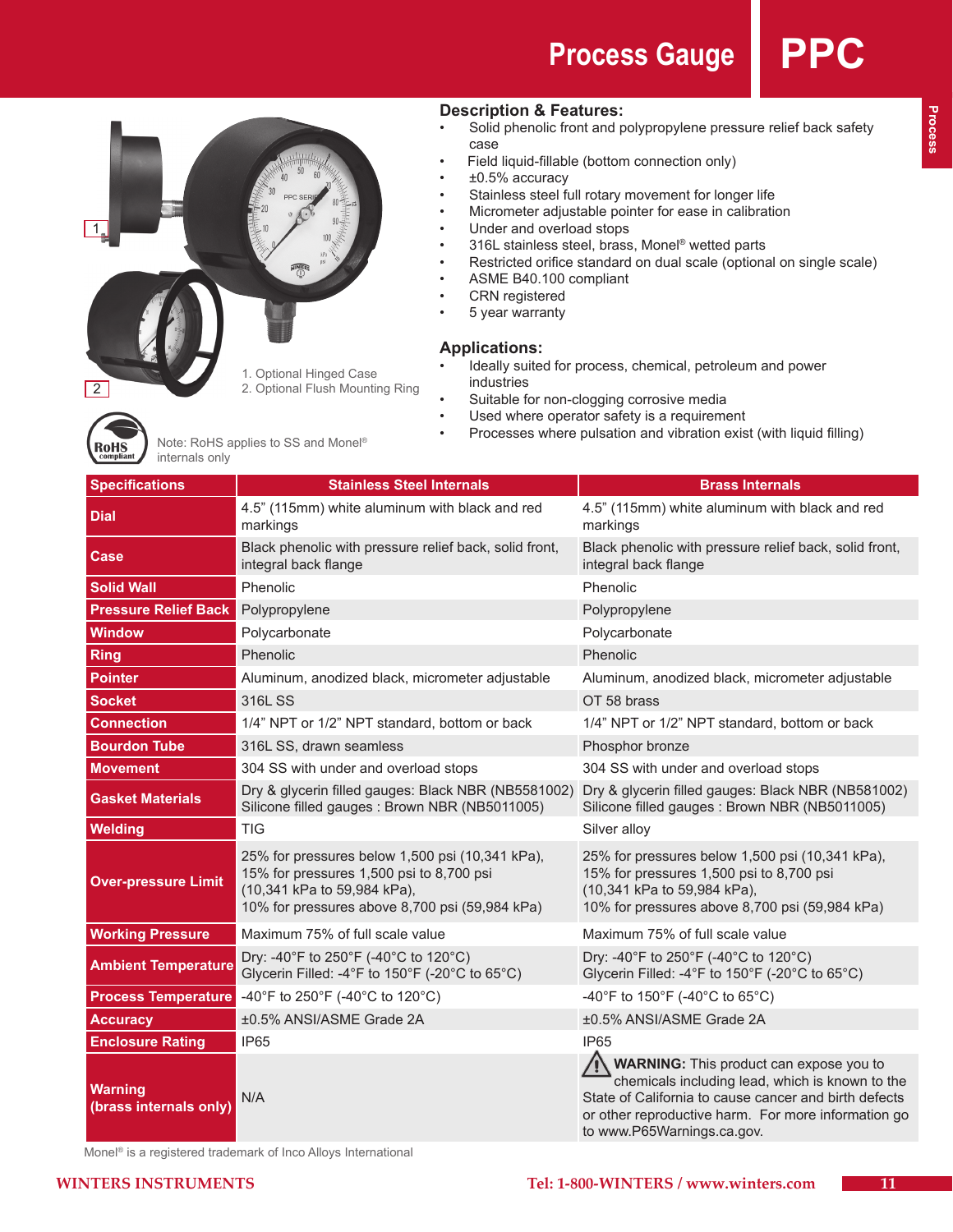# Process Gauge PPC

1. Optional Hinged Case
2. Optional Flush Mounting Ring

Note: RoHS applies to SS and Monel® internals only

## Description & Features:

- Solid phenolic front and polypropylene pressure relief back safety case
- Field liquid-fillable (bottom connection only)
- ±0.5% accuracy
- Stainless steel full rotary movement for longer life
- Micrometer adjustable pointer for ease in calibration
- Under and overload stops
- 316L stainless steel, brass, Monel® wetted parts
- Restricted orifice standard on dual scale (optional on single scale)
- ASME B40.100 compliant
- CRN registered
- 5 year warranty

## Applications:

- Ideally suited for process, chemical, petroleum and power industries
- Suitable for non-clogging corrosive media
- Used where operator safety is a requirement
- Processes where pulsation and vibration exist (with liquid filling)

| Specifications | Stainless Steel Internals | Brass Internals |
|---|---|---|
| **Dial** | 4.5" (115mm) white aluminum with black and red markings | 4.5" (115mm) white aluminum with black and red markings |
| **Case** | Black phenolic with pressure relief back, solid front, integral back flange | Black phenolic with pressure relief back, solid front, integral back flange |
| **Solid Wall** | Phenolic | Phenolic |
| **Pressure Relief Back** | Polypropylene | Polypropylene |
| **Window** | Polycarbonate | Polycarbonate |
| **Ring** | Phenolic | Phenolic |
| **Pointer** | Aluminum, anodized black, micrometer adjustable | Aluminum, anodized black, micrometer adjustable |
| **Socket** | 316L SS | OT 58 brass |
| **Connection** | 1/4" NPT or 1/2" NPT standard, bottom or back | 1/4" NPT or 1/2" NPT standard, bottom or back |
| **Bourdon Tube** | 316L SS, drawn seamless | Phosphor bronze |
| **Movement** | 304 SS with under and overload stops | 304 SS with under and overload stops |
| **Gasket Materials** | Dry & glycerin filled gauges: Black NBR (NB5581002) Silicone filled gauges : Brown NBR (NB5011005) | Dry & glycerin filled gauges: Black NBR (NB581002) Silicone filled gauges : Brown NBR (NB5011005) |
| **Welding** | TIG | Silver alloy |
| **Over-pressure Limit** | 25% for pressures below 1,500 psi (10,341 kPa), 15% for pressures 1,500 psi to 8,700 psi (10,341 kPa to 59,984 kPa), 10% for pressures above 8,700 psi (59,984 kPa) | 25% for pressures below 1,500 psi (10,341 kPa), 15% for pressures 1,500 psi to 8,700 psi (10,341 kPa to 59,984 kPa), 10% for pressures above 8,700 psi (59,984 kPa) |
| **Working Pressure** | Maximum 75% of full scale value | Maximum 75% of full scale value |
| **Ambient Temperature** | Dry: -40°F to 250°F (-40°C to 120°C) Glycerin Filled: -4°F to 150°F (-20°C to 65°C) | Dry: -40°F to 250°F (-40°C to 120°C) Glycerin Filled: -4°F to 150°F (-20°C to 65°C) |
| **Process Temperature** | -40°F to 250°F (-40°C to 120°C) | -40°F to 150°F (-40°C to 65°C) |
| **Accuracy** | ±0.5% ANSI/ASME Grade 2A | ±0.5% ANSI/ASME Grade 2A |
| **Enclosure Rating** | IP65 | IP65 |
| **Warning (brass internals only)** | N/A | **WARNING:** This product can expose you to chemicals including lead, which is known to the State of California to cause cancer and birth defects or other reproductive harm. For more information go to www.P65Warnings.ca.gov. |

Monel® is a registered trademark of Inco Alloys International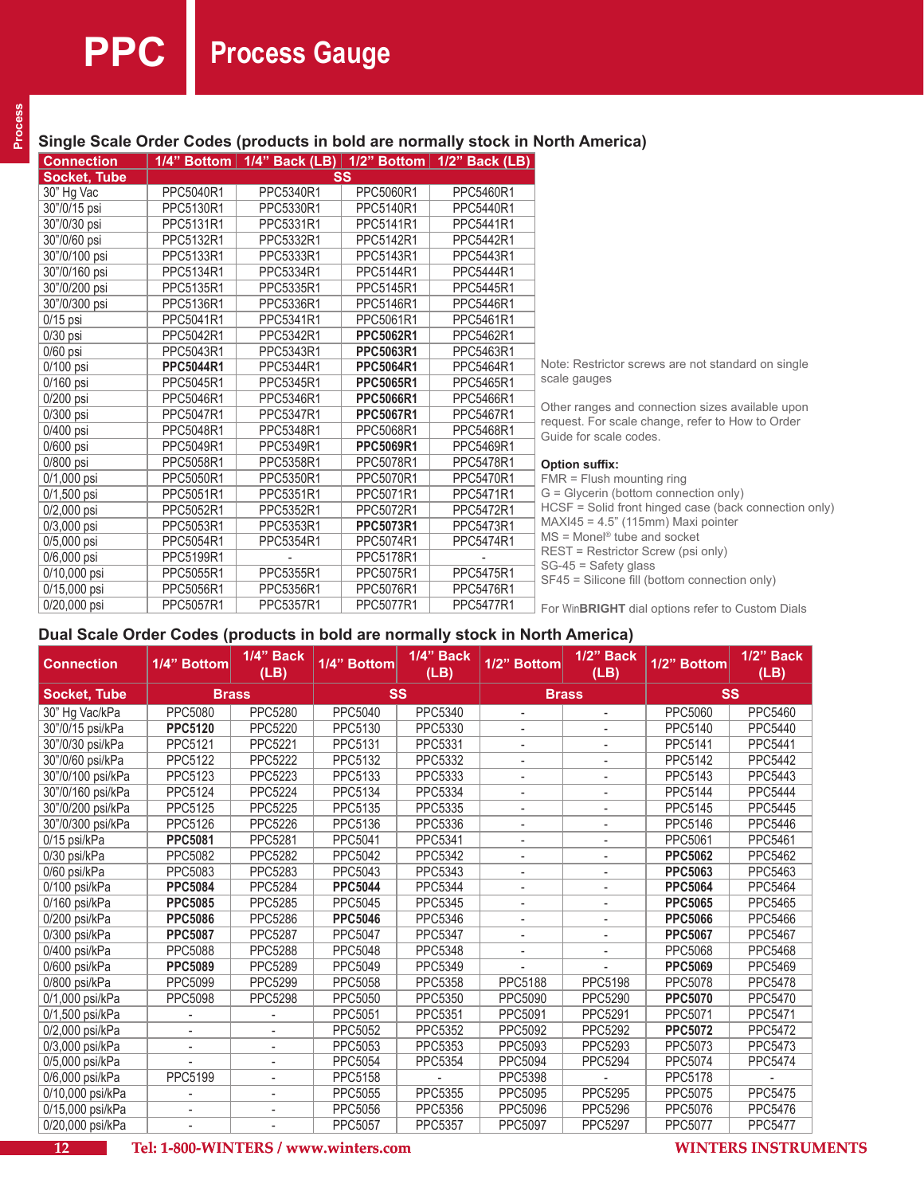# PPC Process Gauge

## Single Scale Order Codes (products in bold are normally stock in North America)

| Connection | 1/4" Bottom | 1/4" Back (LB) | 1/2" Bottom | 1/2" Back (LB) |
|---|---|---|---|---|
| Socket, Tube | SS | | | |
| 30" Hg Vac | PPC5040R1 | PPC5340R1 | PPC5060R1 | PPC5460R1 |
| 30"/0/15 psi | PPC5130R1 | PPC5330R1 | PPC5140R1 | PPC5440R1 |
| 30"/0/30 psi | PPC5131R1 | PPC5331R1 | PPC5141R1 | PPC5441R1 |
| 30"/0/60 psi | PPC5132R1 | PPC5332R1 | PPC5142R1 | PPC5442R1 |
| 30"/0/100 psi | PPC5133R1 | PPC5333R1 | PPC5143R1 | PPC5443R1 |
| 30"/0/160 psi | PPC5134R1 | PPC5334R1 | PPC5144R1 | PPC5444R1 |
| 30"/0/200 psi | PPC5135R1 | PPC5335R1 | PPC5145R1 | PPC5445R1 |
| 30"/0/300 psi | PPC5136R1 | PPC5336R1 | PPC5146R1 | PPC5446R1 |
| 0/15 psi | PPC5041R1 | PPC5341R1 | PPC5061R1 | PPC5461R1 |
| 0/30 psi | PPC5042R1 | PPC5342R1 | **PPC5062R1** | PPC5462R1 |
| 0/60 psi | PPC5043R1 | PPC5343R1 | **PPC5063R1** | PPC5463R1 |
| 0/100 psi | **PPC5044R1** | PPC5344R1 | **PPC5064R1** | PPC5464R1 |
| 0/160 psi | PPC5045R1 | PPC5345R1 | **PPC5065R1** | PPC5465R1 |
| 0/200 psi | PPC5046R1 | PPC5346R1 | **PPC5066R1** | PPC5466R1 |
| 0/300 psi | PPC5047R1 | PPC5347R1 | **PPC5067R1** | PPC5467R1 |
| 0/400 psi | PPC5048R1 | PPC5348R1 | PPC5068R1 | PPC5468R1 |
| 0/600 psi | PPC5049R1 | PPC5349R1 | **PPC5069R1** | PPC5469R1 |
| 0/800 psi | PPC5058R1 | PPC5358R1 | PPC5078R1 | PPC5478R1 |
| 0/1,000 psi | PPC5050R1 | PPC5350R1 | PPC5070R1 | PPC5470R1 |
| 0/1,500 psi | PPC5051R1 | PPC5351R1 | PPC5071R1 | PPC5471R1 |
| 0/2,000 psi | PPC5052R1 | PPC5352R1 | PPC5072R1 | PPC5472R1 |
| 0/3,000 psi | PPC5053R1 | PPC5353R1 | **PPC5073R1** | PPC5473R1 |
| 0/5,000 psi | PPC5054R1 | PPC5354R1 | PPC5074R1 | PPC5474R1 |
| 0/6,000 psi | PPC5199R1 | - | PPC5178R1 | - |
| 0/10,000 psi | PPC5055R1 | PPC5355R1 | PPC5075R1 | PPC5475R1 |
| 0/15,000 psi | PPC5056R1 | PPC5356R1 | PPC5076R1 | PPC5476R1 |
| 0/20,000 psi | PPC5057R1 | PPC5357R1 | PPC5077R1 | PPC5477R1 |

Note: Restrictor screws are not standard on single scale gauges

Other ranges and connection sizes available upon request. For scale change, refer to How to Order Guide for scale codes.

**Option suffix:**
- FMR = Flush mounting ring
- G = Glycerin (bottom connection only)
- HCSF = Solid front hinged case (back connection only)
- MAXI45 = 4.5" (115mm) Maxi pointer
- MS = Monel® tube and socket
- REST = Restrictor Screw (psi only)
- SG-45 = Safety glass
- SF45 = Silicone fill (bottom connection only)

For WinBRIGHT dial options refer to Custom Dials

## Dual Scale Order Codes (products in bold are normally stock in North America)

| Connection | 1/4" Bottom | 1/4" Back (LB) | 1/4" Bottom | 1/4" Back (LB) | 1/2" Bottom | 1/2" Back (LB) | 1/2" Bottom | 1/2" Back (LB) |
|---|---|---|---|---|---|---|---|---|
| Socket, Tube | Brass | | SS | | Brass | | SS | |
| 30" Hg Vac/kPa | PPC5080 | PPC5280 | PPC5040 | PPC5340 | - | - | PPC5060 | PPC5460 |
| 30"/0/15 psi/kPa | **PPC5120** | PPC5220 | PPC5130 | PPC5330 | - | - | PPC5140 | PPC5440 |
| 30"/0/30 psi/kPa | PPC5121 | PPC5221 | PPC5131 | PPC5331 | - | - | PPC5141 | PPC5441 |
| 30"/0/60 psi/kPa | PPC5122 | PPC5222 | PPC5132 | PPC5332 | - | - | PPC5142 | PPC5442 |
| 30"/0/100 psi/kPa | PPC5123 | PPC5223 | PPC5133 | PPC5333 | - | - | PPC5143 | PPC5443 |
| 30"/0/160 psi/kPa | PPC5124 | PPC5224 | PPC5134 | PPC5334 | - | - | PPC5144 | PPC5444 |
| 30"/0/200 psi/kPa | PPC5125 | PPC5225 | PPC5135 | PPC5335 | - | - | PPC5145 | PPC5445 |
| 30"/0/300 psi/kPa | PPC5126 | PPC5226 | PPC5136 | PPC5336 | - | - | PPC5146 | PPC5446 |
| 0/15 psi/kPa | **PPC5081** | PPC5281 | PPC5041 | PPC5341 | - | - | PPC5061 | PPC5461 |
| 0/30 psi/kPa | PPC5082 | PPC5282 | PPC5042 | PPC5342 | - | - | **PPC5062** | PPC5462 |
| 0/60 psi/kPa | PPC5083 | PPC5283 | PPC5043 | PPC5343 | - | - | **PPC5063** | PPC5463 |
| 0/100 psi/kPa | **PPC5084** | PPC5284 | **PPC5044** | PPC5344 | - | - | **PPC5064** | PPC5464 |
| 0/160 psi/kPa | **PPC5085** | PPC5285 | PPC5045 | PPC5345 | - | - | **PPC5065** | PPC5465 |
| 0/200 psi/kPa | **PPC5086** | PPC5286 | **PPC5046** | PPC5346 | - | - | **PPC5066** | PPC5466 |
| 0/300 psi/kPa | **PPC5087** | PPC5287 | PPC5047 | PPC5347 | - | - | **PPC5067** | PPC5467 |
| 0/400 psi/kPa | PPC5088 | PPC5288 | PPC5048 | PPC5348 | - | - | PPC5068 | PPC5468 |
| 0/600 psi/kPa | **PPC5089** | PPC5289 | PPC5049 | PPC5349 | - | - | **PPC5069** | PPC5469 |
| 0/800 psi/kPa | PPC5099 | PPC5299 | PPC5058 | PPC5358 | PPC5188 | PPC5198 | PPC5078 | PPC5478 |
| 0/1,000 psi/kPa | PPC5098 | PPC5298 | PPC5050 | PPC5350 | PPC5090 | PPC5290 | **PPC5070** | PPC5470 |
| 0/1,500 psi/kPa | - | - | PPC5051 | PPC5351 | PPC5091 | PPC5291 | PPC5071 | PPC5471 |
| 0/2,000 psi/kPa | - | - | PPC5052 | PPC5352 | PPC5092 | PPC5292 | **PPC5072** | PPC5472 |
| 0/3,000 psi/kPa | - | - | PPC5053 | PPC5353 | PPC5093 | PPC5293 | PPC5073 | PPC5473 |
| 0/5,000 psi/kPa | - | - | PPC5054 | PPC5354 | PPC5094 | PPC5294 | PPC5074 | PPC5474 |
| 0/6,000 psi/kPa | PPC5199 | - | PPC5158 | - | PPC5398 | - | PPC5178 | - |
| 0/10,000 psi/kPa | - | - | PPC5055 | PPC5355 | PPC5095 | PPC5295 | PPC5075 | PPC5475 |
| 0/15,000 psi/kPa | - | - | PPC5056 | PPC5356 | PPC5096 | PPC5296 | PPC5076 | PPC5476 |
| 0/20,000 psi/kPa | - | - | PPC5057 | PPC5357 | PPC5097 | PPC5297 | PPC5077 | PPC5477 |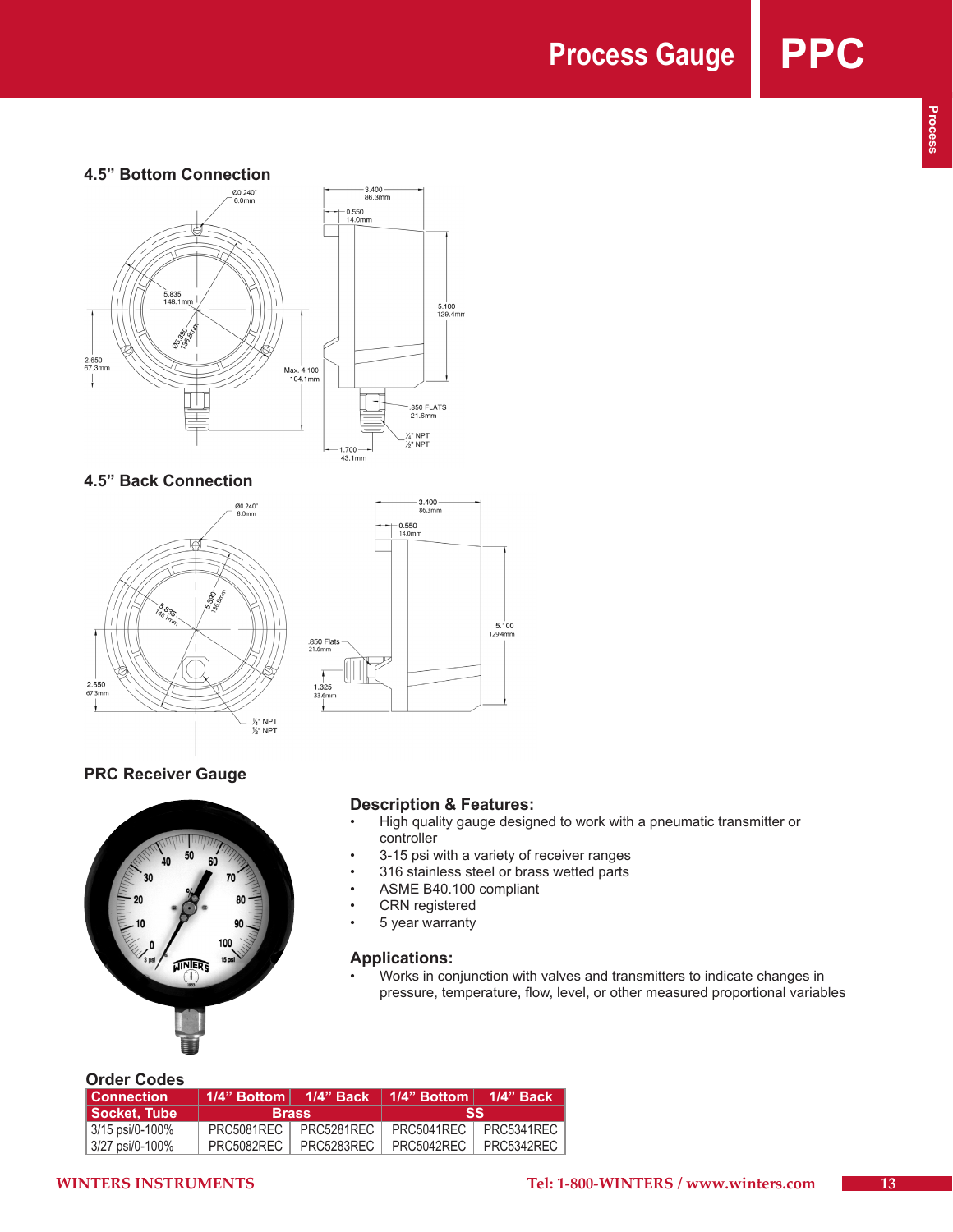# Process Gauge PPC

## 4.5" Bottom Connection

Ø0.240"
6.0mm

3.400
86.3mm

0.550
14.0mm

5.835
148.1mm

Ø5.390
136.8mm

5.100
129.4mm

2.650
67.3mm

Max. 4.100
104.1mm

.850 FLATS
21.6mm

¼" NPT
½" NPT

1.700
43.1mm

## 4.5" Back Connection

Ø0.240"
6.0mm

3.400
86.3mm

0.550
14.0mm

5.835
148.1mm

5.390
136.8mm

5.100
129.4mm

.850 Flats
21.6mm

1.325
33.6mm

2.650
67.3mm

¼" NPT
½" NPT

## PRC Receiver Gauge

### Description & Features:

- High quality gauge designed to work with a pneumatic transmitter or controller
- 3-15 psi with a variety of receiver ranges
- 316 stainless steel or brass wetted parts
- ASME B40.100 compliant
- CRN registered
- 5 year warranty

### Applications:

- Works in conjunction with valves and transmitters to indicate changes in pressure, temperature, flow, level, or other measured proportional variables

### Order Codes

| Connection | 1/4" Bottom | 1/4" Back | 1/4" Bottom | 1/4" Back |
|---|---|---|---|---|
| Socket, Tube | Brass | | SS | |
| 3/15 psi/0-100% | PRC5081REC | PRC5281REC | PRC5041REC | PRC5341REC |
| 3/27 psi/0-100% | PRC5082REC | PRC5283REC | PRC5042REC | PRC5342REC |